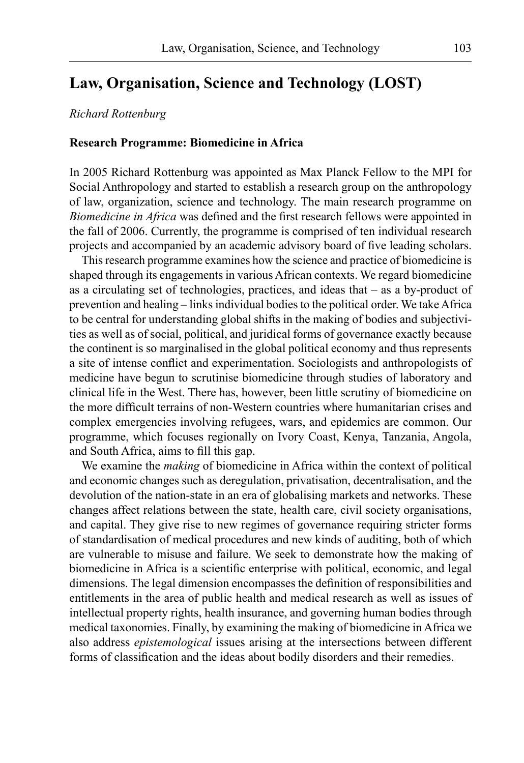# Law, Organisation, Science and Technology (LOST)

*Richard Rottenburg*

### Research Programme: Biomedicine in Africa

In 2005 Richard Rottenburg was appointed as Max Planck Fellow to the MPI for Social Anthropology and started to establish a research group on the anthropology of law, organization, science and technology. The main research programme on *Biomedicine in Africa* was defined and the first research fellows were appointed in the fall of 2006. Currently, the programme is comprised of ten individual research projects and accompanied by an academic advisory board of five leading scholars.

This research programme examines how the science and practice of biomedicine is shaped through its engagements in various African contexts. We regard biomedicine as a circulating set of technologies, practices, and ideas that – as a by-product of prevention and healing – links individual bodies to the political order. We take Africa to be central for understanding global shifts in the making of bodies and subjectivities as well as of social, political, and juridical forms of governance exactly because the continent is so marginalised in the global political economy and thus represents a site of intense conflict and experimentation. Sociologists and anthropologists of medicine have begun to scrutinise biomedicine through studies of laboratory and clinical life in the West. There has, however, been little scrutiny of biomedicine on the more difficult terrains of non-Western countries where humanitarian crises and complex emergencies involving refugees, wars, and epidemics are common. Our programme, which focuses regionally on Ivory Coast, Kenya, Tanzania, Angola, and South Africa, aims to fill this gap.

We examine the *making* of biomedicine in Africa within the context of political and economic changes such as deregulation, privatisation, decentralisation, and the devolution of the nation-state in an era of globalising markets and networks. These changes affect relations between the state, health care, civil society organisations, and capital. They give rise to new regimes of governance requiring stricter forms of standardisation of medical procedures and new kinds of auditing, both of which are vulnerable to misuse and failure. We seek to demonstrate how the making of biomedicine in Africa is a scientific enterprise with political, economic, and legal dimensions. The legal dimension encompasses the definition of responsibilities and entitlements in the area of public health and medical research as well as issues of intellectual property rights, health insurance, and governing human bodies through medical taxonomies. Finally, by examining the making of biomedicine in Africa we also address *epistemological* issues arising at the intersections between different forms of classification and the ideas about bodily disorders and their remedies.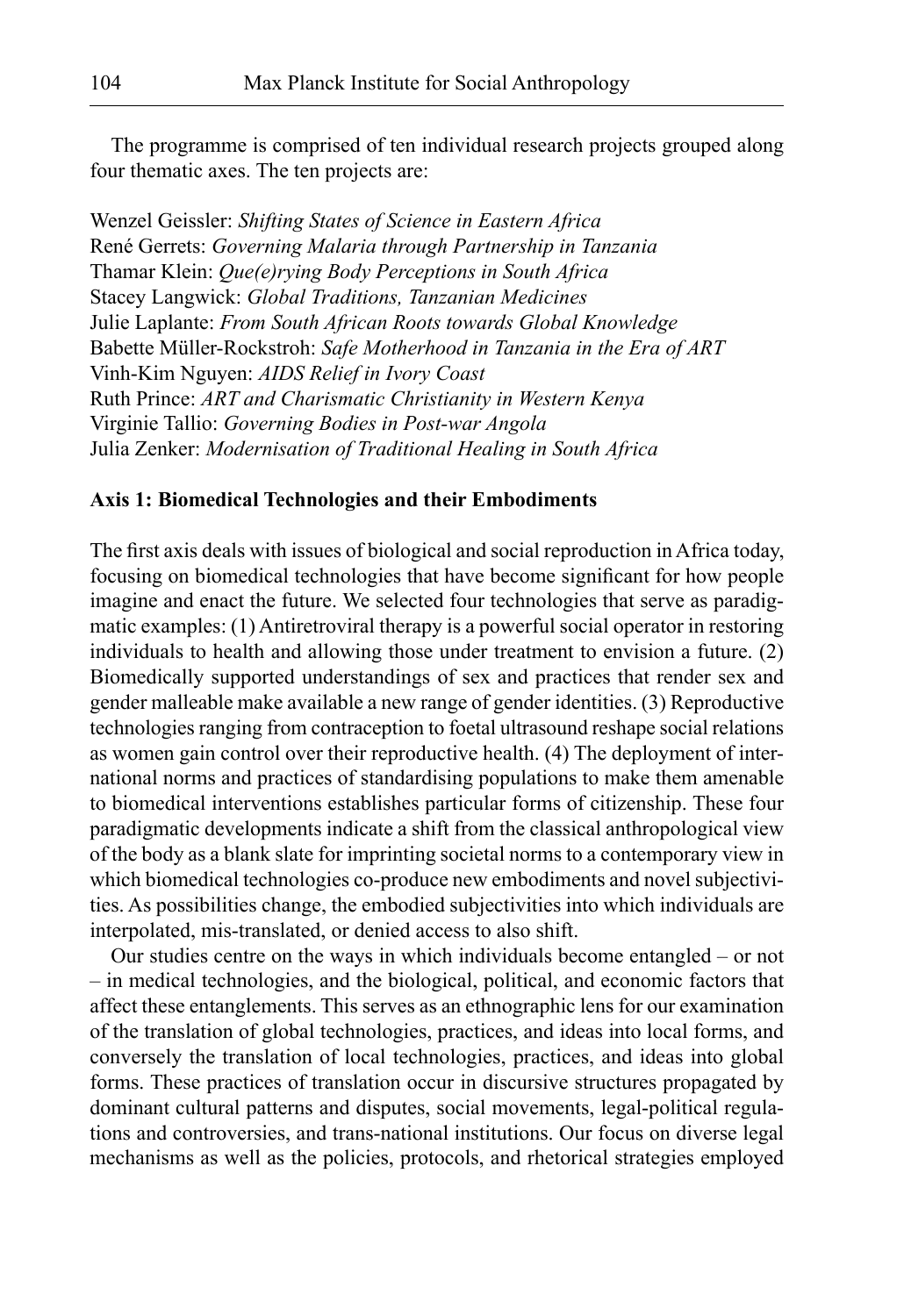The programme is comprised of ten individual research projects grouped along four thematic axes. The ten projects are:

Wenzel Geissler: *Shifting States of Science in Eastern Africa*
René Gerrets: *Governing Malaria through Partnership in Tanzania*
Thamar Klein: *Que(e)rying Body Perceptions in South Africa*
Stacey Langwick: *Global Traditions, Tanzanian Medicines*
Julie Laplante: *From South African Roots towards Global Knowledge*
Babette Müller-Rockstroh: *Safe Motherhood in Tanzania in the Era of ART*
Vinh-Kim Nguyen: *AIDS Relief in Ivory Coast*
Ruth Prince: *ART and Charismatic Christianity in Western Kenya*
Virginie Tallio: *Governing Bodies in Post-war Angola*
Julia Zenker: *Modernisation of Traditional Healing in South Africa*

**Axis 1: Biomedical Technologies and their Embodiments**

The first axis deals with issues of biological and social reproduction in Africa today, focusing on biomedical technologies that have become significant for how people imagine and enact the future. We selected four technologies that serve as paradigmatic examples: (1) Antiretroviral therapy is a powerful social operator in restoring individuals to health and allowing those under treatment to envision a future. (2) Biomedically supported understandings of sex and practices that render sex and gender malleable make available a new range of gender identities. (3) Reproductive technologies ranging from contraception to foetal ultrasound reshape social relations as women gain control over their reproductive health. (4) The deployment of international norms and practices of standardising populations to make them amenable to biomedical interventions establishes particular forms of citizenship. These four paradigmatic developments indicate a shift from the classical anthropological view of the body as a blank slate for imprinting societal norms to a contemporary view in which biomedical technologies co-produce new embodiments and novel subjectivities. As possibilities change, the embodied subjectivities into which individuals are interpolated, mis-translated, or denied access to also shift.

Our studies centre on the ways in which individuals become entangled – or not – in medical technologies, and the biological, political, and economic factors that affect these entanglements. This serves as an ethnographic lens for our examination of the translation of global technologies, practices, and ideas into local forms, and conversely the translation of local technologies, practices, and ideas into global forms. These practices of translation occur in discursive structures propagated by dominant cultural patterns and disputes, social movements, legal-political regulations and controversies, and trans-national institutions. Our focus on diverse legal mechanisms as well as the policies, protocols, and rhetorical strategies employed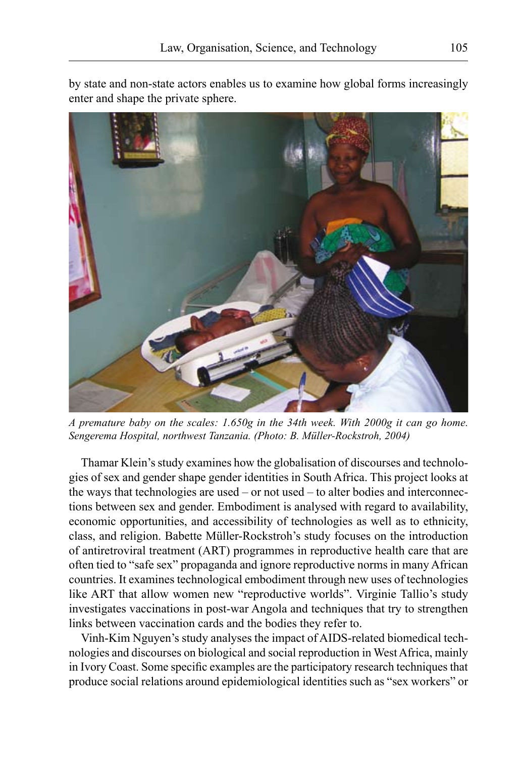by state and non-state actors enables us to examine how global forms increasingly enter and shape the private sphere.

*A premature baby on the scales: 1.650g in the 34th week. With 2000g it can go home. Sengerema Hospital, northwest Tanzania. (Photo: B. Müller-Rockstroh, 2004)*

Thamar Klein's study examines how the globalisation of discourses and technologies of sex and gender shape gender identities in South Africa. This project looks at the ways that technologies are used – or not used – to alter bodies and interconnections between sex and gender. Embodiment is analysed with regard to availability, economic opportunities, and accessibility of technologies as well as to ethnicity, class, and religion. Babette Müller-Rockstroh's study focuses on the introduction of antiretroviral treatment (ART) programmes in reproductive health care that are often tied to "safe sex" propaganda and ignore reproductive norms in many African countries. It examines technological embodiment through new uses of technologies like ART that allow women new "reproductive worlds". Virginie Tallio's study investigates vaccinations in post-war Angola and techniques that try to strengthen links between vaccination cards and the bodies they refer to.

Vinh-Kim Nguyen's study analyses the impact of AIDS-related biomedical technologies and discourses on biological and social reproduction in West Africa, mainly in Ivory Coast. Some specific examples are the participatory research techniques that produce social relations around epidemiological identities such as "sex workers" or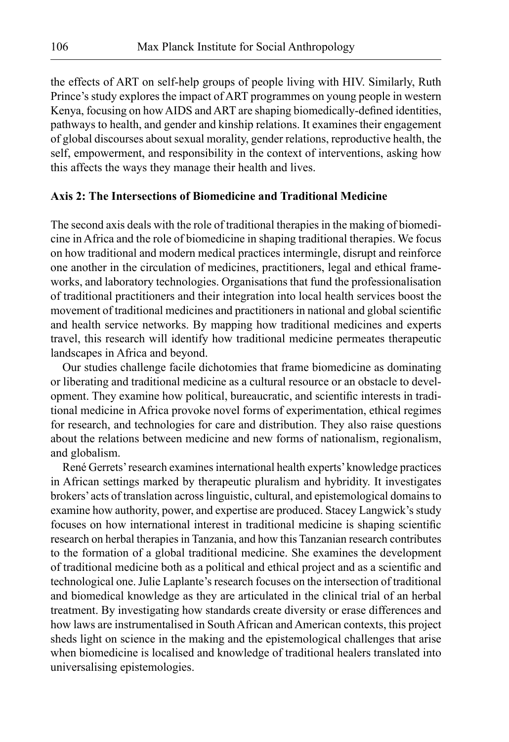the effects of ART on self-help groups of people living with HIV. Similarly, Ruth Prince's study explores the impact of ART programmes on young people in western Kenya, focusing on how AIDS and ART are shaping biomedically-defined identities, pathways to health, and gender and kinship relations. It examines their engagement of global discourses about sexual morality, gender relations, reproductive health, the self, empowerment, and responsibility in the context of interventions, asking how this affects the ways they manage their health and lives.

**Axis 2: The Intersections of Biomedicine and Traditional Medicine**

The second axis deals with the role of traditional therapies in the making of biomedicine in Africa and the role of biomedicine in shaping traditional therapies. We focus on how traditional and modern medical practices intermingle, disrupt and reinforce one another in the circulation of medicines, practitioners, legal and ethical frameworks, and laboratory technologies. Organisations that fund the professionalisation of traditional practitioners and their integration into local health services boost the movement of traditional medicines and practitioners in national and global scientific and health service networks. By mapping how traditional medicines and experts travel, this research will identify how traditional medicine permeates therapeutic landscapes in Africa and beyond.

Our studies challenge facile dichotomies that frame biomedicine as dominating or liberating and traditional medicine as a cultural resource or an obstacle to development. They examine how political, bureaucratic, and scientific interests in traditional medicine in Africa provoke novel forms of experimentation, ethical regimes for research, and technologies for care and distribution. They also raise questions about the relations between medicine and new forms of nationalism, regionalism, and globalism.

René Gerrets' research examines international health experts' knowledge practices in African settings marked by therapeutic pluralism and hybridity. It investigates brokers' acts of translation across linguistic, cultural, and epistemological domains to examine how authority, power, and expertise are produced. Stacey Langwick's study focuses on how international interest in traditional medicine is shaping scientific research on herbal therapies in Tanzania, and how this Tanzanian research contributes to the formation of a global traditional medicine. She examines the development of traditional medicine both as a political and ethical project and as a scientific and technological one. Julie Laplante's research focuses on the intersection of traditional and biomedical knowledge as they are articulated in the clinical trial of an herbal treatment. By investigating how standards create diversity or erase differences and how laws are instrumentalised in South African and American contexts, this project sheds light on science in the making and the epistemological challenges that arise when biomedicine is localised and knowledge of traditional healers translated into universalising epistemologies.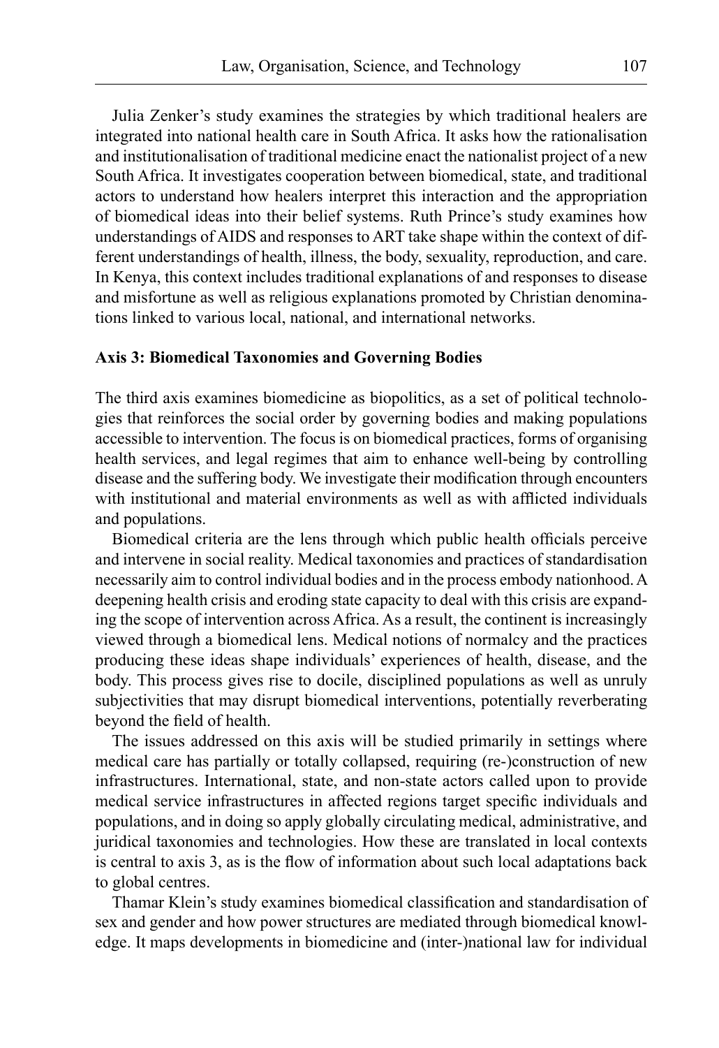Julia Zenker's study examines the strategies by which traditional healers are integrated into national health care in South Africa. It asks how the rationalisation and institutionalisation of traditional medicine enact the nationalist project of a new South Africa. It investigates cooperation between biomedical, state, and traditional actors to understand how healers interpret this interaction and the appropriation of biomedical ideas into their belief systems. Ruth Prince's study examines how understandings of AIDS and responses to ART take shape within the context of different understandings of health, illness, the body, sexuality, reproduction, and care. In Kenya, this context includes traditional explanations of and responses to disease and misfortune as well as religious explanations promoted by Christian denominations linked to various local, national, and international networks.

**Axis 3: Biomedical Taxonomies and Governing Bodies**

The third axis examines biomedicine as biopolitics, as a set of political technologies that reinforces the social order by governing bodies and making populations accessible to intervention. The focus is on biomedical practices, forms of organising health services, and legal regimes that aim to enhance well-being by controlling disease and the suffering body. We investigate their modification through encounters with institutional and material environments as well as with afflicted individuals and populations.

Biomedical criteria are the lens through which public health officials perceive and intervene in social reality. Medical taxonomies and practices of standardisation necessarily aim to control individual bodies and in the process embody nationhood. A deepening health crisis and eroding state capacity to deal with this crisis are expanding the scope of intervention across Africa. As a result, the continent is increasingly viewed through a biomedical lens. Medical notions of normalcy and the practices producing these ideas shape individuals' experiences of health, disease, and the body. This process gives rise to docile, disciplined populations as well as unruly subjectivities that may disrupt biomedical interventions, potentially reverberating beyond the field of health.

The issues addressed on this axis will be studied primarily in settings where medical care has partially or totally collapsed, requiring (re-)construction of new infrastructures. International, state, and non-state actors called upon to provide medical service infrastructures in affected regions target specific individuals and populations, and in doing so apply globally circulating medical, administrative, and juridical taxonomies and technologies. How these are translated in local contexts is central to axis 3, as is the flow of information about such local adaptations back to global centres.

Thamar Klein's study examines biomedical classification and standardisation of sex and gender and how power structures are mediated through biomedical knowledge. It maps developments in biomedicine and (inter-)national law for individual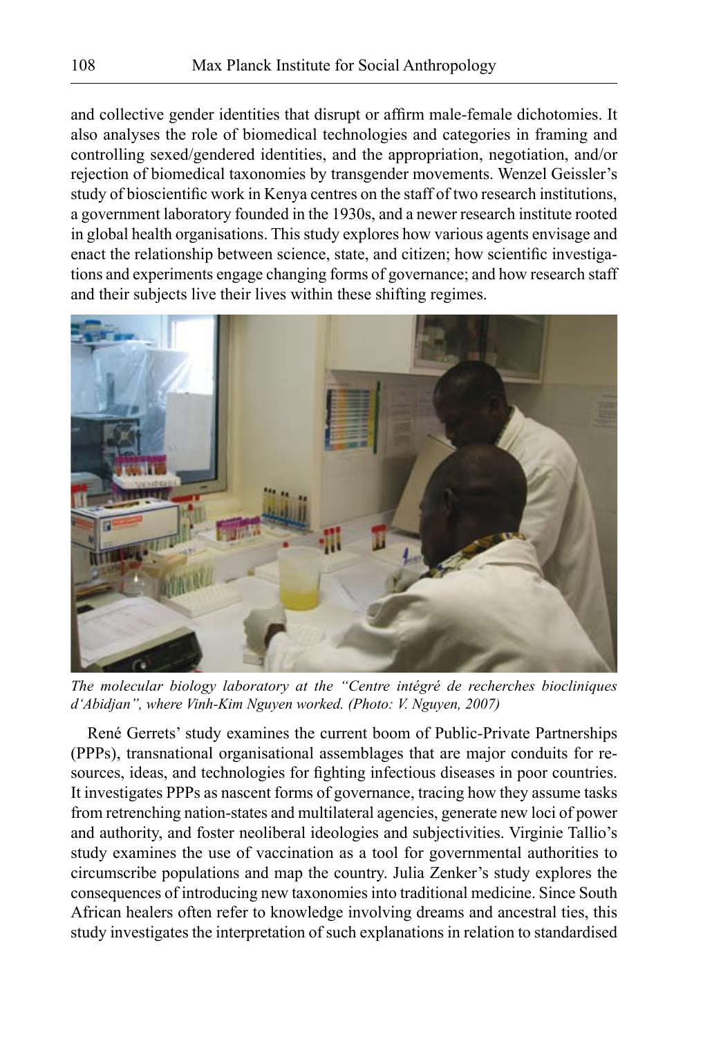and collective gender identities that disrupt or affirm male-female dichotomies. It also analyses the role of biomedical technologies and categories in framing and controlling sexed/gendered identities, and the appropriation, negotiation, and/or rejection of biomedical taxonomies by transgender movements. Wenzel Geissler's study of bioscientific work in Kenya centres on the staff of two research institutions, a government laboratory founded in the 1930s, and a newer research institute rooted in global health organisations. This study explores how various agents envisage and enact the relationship between science, state, and citizen; how scientific investigations and experiments engage changing forms of governance; and how research staff and their subjects live their lives within these shifting regimes.

*The molecular biology laboratory at the "Centre intégré de recherches biocliniques d'Abidjan", where Vinh-Kim Nguyen worked. (Photo: V. Nguyen, 2007)*

René Gerrets' study examines the current boom of Public-Private Partnerships (PPPs), transnational organisational assemblages that are major conduits for resources, ideas, and technologies for fighting infectious diseases in poor countries. It investigates PPPs as nascent forms of governance, tracing how they assume tasks from retrenching nation-states and multilateral agencies, generate new loci of power and authority, and foster neoliberal ideologies and subjectivities. Virginie Tallio's study examines the use of vaccination as a tool for governmental authorities to circumscribe populations and map the country. Julia Zenker's study explores the consequences of introducing new taxonomies into traditional medicine. Since South African healers often refer to knowledge involving dreams and ancestral ties, this study investigates the interpretation of such explanations in relation to standardised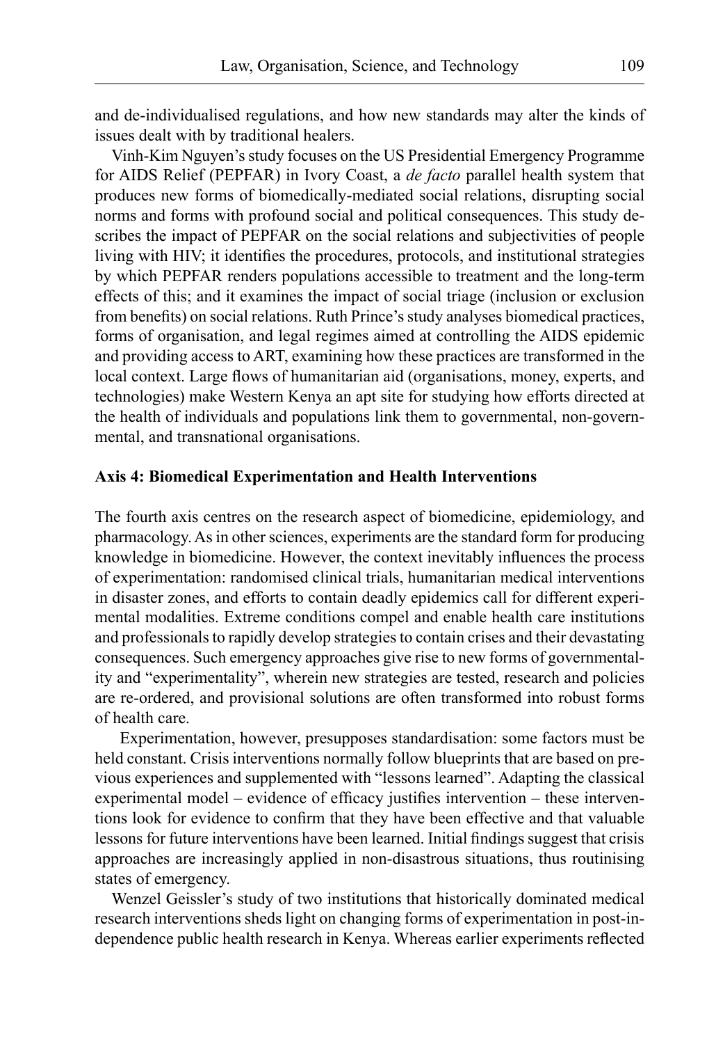and de-individualised regulations, and how new standards may alter the kinds of issues dealt with by traditional healers.

Vinh-Kim Nguyen's study focuses on the US Presidential Emergency Programme for AIDS Relief (PEPFAR) in Ivory Coast, a *de facto* parallel health system that produces new forms of biomedically-mediated social relations, disrupting social norms and forms with profound social and political consequences. This study describes the impact of PEPFAR on the social relations and subjectivities of people living with HIV; it identifies the procedures, protocols, and institutional strategies by which PEPFAR renders populations accessible to treatment and the long-term effects of this; and it examines the impact of social triage (inclusion or exclusion from benefits) on social relations. Ruth Prince's study analyses biomedical practices, forms of organisation, and legal regimes aimed at controlling the AIDS epidemic and providing access to ART, examining how these practices are transformed in the local context. Large flows of humanitarian aid (organisations, money, experts, and technologies) make Western Kenya an apt site for studying how efforts directed at the health of individuals and populations link them to governmental, non-governmental, and transnational organisations.

### Axis 4: Biomedical Experimentation and Health Interventions

The fourth axis centres on the research aspect of biomedicine, epidemiology, and pharmacology. As in other sciences, experiments are the standard form for producing knowledge in biomedicine. However, the context inevitably influences the process of experimentation: randomised clinical trials, humanitarian medical interventions in disaster zones, and efforts to contain deadly epidemics call for different experimental modalities. Extreme conditions compel and enable health care institutions and professionals to rapidly develop strategies to contain crises and their devastating consequences. Such emergency approaches give rise to new forms of governmentality and "experimentality", wherein new strategies are tested, research and policies are re-ordered, and provisional solutions are often transformed into robust forms of health care.

Experimentation, however, presupposes standardisation: some factors must be held constant. Crisis interventions normally follow blueprints that are based on previous experiences and supplemented with "lessons learned". Adapting the classical experimental model – evidence of efficacy justifies intervention – these interventions look for evidence to confirm that they have been effective and that valuable lessons for future interventions have been learned. Initial findings suggest that crisis approaches are increasingly applied in non-disastrous situations, thus routinising states of emergency.

Wenzel Geissler's study of two institutions that historically dominated medical research interventions sheds light on changing forms of experimentation in post-independence public health research in Kenya. Whereas earlier experiments reflected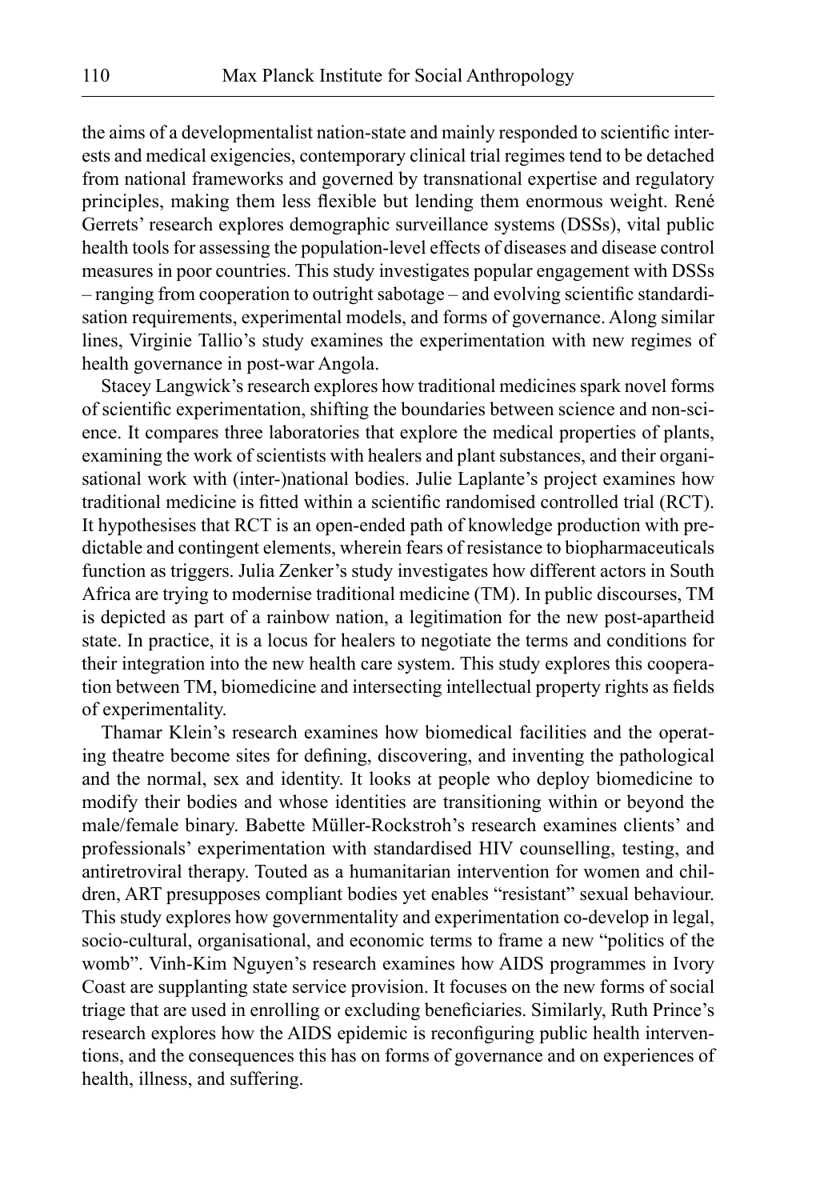the aims of a developmentalist nation-state and mainly responded to scientific interests and medical exigencies, contemporary clinical trial regimes tend to be detached from national frameworks and governed by transnational expertise and regulatory principles, making them less flexible but lending them enormous weight. René Gerrets' research explores demographic surveillance systems (DSSs), vital public health tools for assessing the population-level effects of diseases and disease control measures in poor countries. This study investigates popular engagement with DSSs – ranging from cooperation to outright sabotage – and evolving scientific standardisation requirements, experimental models, and forms of governance. Along similar lines, Virginie Tallio's study examines the experimentation with new regimes of health governance in post-war Angola.

Stacey Langwick's research explores how traditional medicines spark novel forms of scientific experimentation, shifting the boundaries between science and non-science. It compares three laboratories that explore the medical properties of plants, examining the work of scientists with healers and plant substances, and their organisational work with (inter-)national bodies. Julie Laplante's project examines how traditional medicine is fitted within a scientific randomised controlled trial (RCT). It hypothesises that RCT is an open-ended path of knowledge production with predictable and contingent elements, wherein fears of resistance to biopharmaceuticals function as triggers. Julia Zenker's study investigates how different actors in South Africa are trying to modernise traditional medicine (TM). In public discourses, TM is depicted as part of a rainbow nation, a legitimation for the new post-apartheid state. In practice, it is a locus for healers to negotiate the terms and conditions for their integration into the new health care system. This study explores this cooperation between TM, biomedicine and intersecting intellectual property rights as fields of experimentality.

Thamar Klein's research examines how biomedical facilities and the operating theatre become sites for defining, discovering, and inventing the pathological and the normal, sex and identity. It looks at people who deploy biomedicine to modify their bodies and whose identities are transitioning within or beyond the male/female binary. Babette Müller-Rockstroh's research examines clients' and professionals' experimentation with standardised HIV counselling, testing, and antiretroviral therapy. Touted as a humanitarian intervention for women and children, ART presupposes compliant bodies yet enables "resistant" sexual behaviour. This study explores how governmentality and experimentation co-develop in legal, socio-cultural, organisational, and economic terms to frame a new "politics of the womb". Vinh-Kim Nguyen's research examines how AIDS programmes in Ivory Coast are supplanting state service provision. It focuses on the new forms of social triage that are used in enrolling or excluding beneficiaries. Similarly, Ruth Prince's research explores how the AIDS epidemic is reconfiguring public health interventions, and the consequences this has on forms of governance and on experiences of health, illness, and suffering.